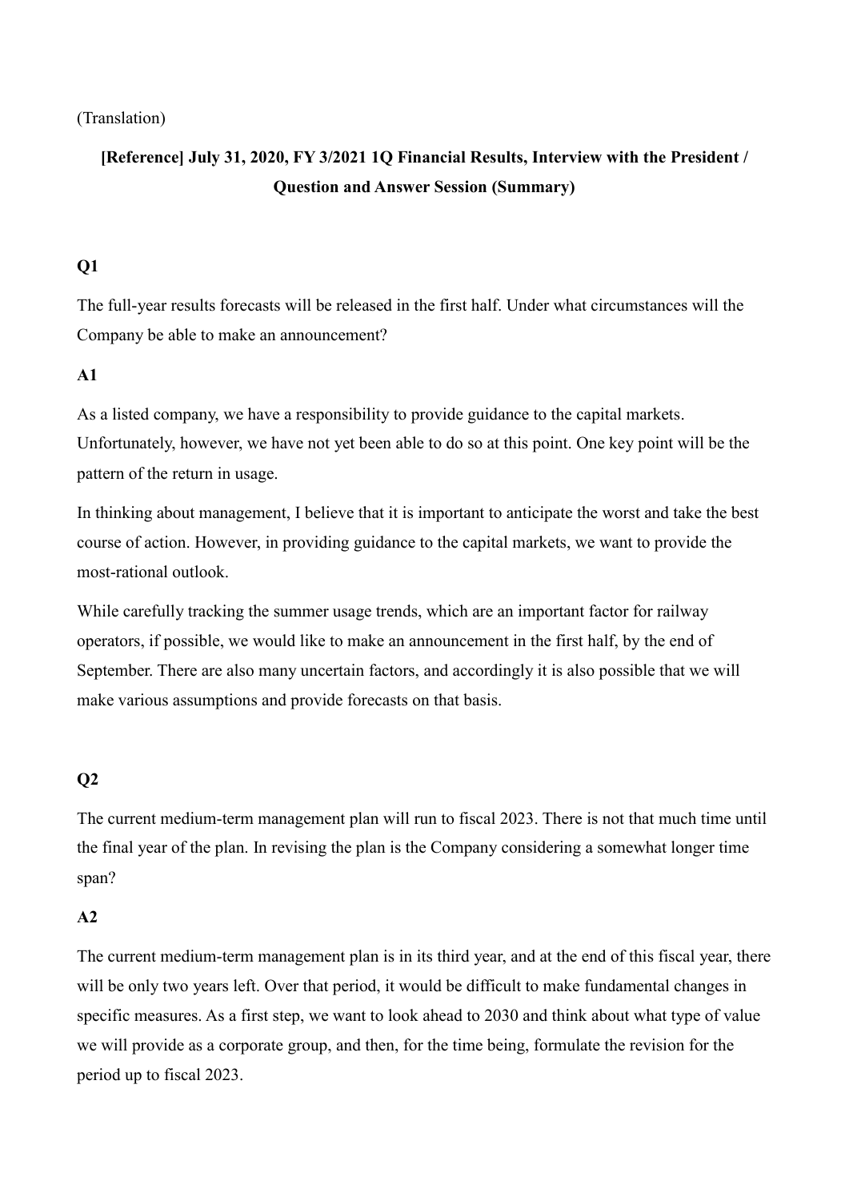(Translation)

# [Reference] July 31, 2020, FY 3/2021 1Q Financial Results, Interview with the President / Question and Answer Session (Summary)

### Q1

The full-year results forecasts will be released in the first half. Under what circumstances will the Company be able to make an announcement?

### A1

As a listed company, we have a responsibility to provide guidance to the capital markets. Unfortunately, however, we have not yet been able to do so at this point. One key point will be the pattern of the return in usage.

In thinking about management, I believe that it is important to anticipate the worst and take the best course of action. However, in providing guidance to the capital markets, we want to provide the most-rational outlook.

While carefully tracking the summer usage trends, which are an important factor for railway operators, if possible, we would like to make an announcement in the first half, by the end of September. There are also many uncertain factors, and accordingly it is also possible that we will make various assumptions and provide forecasts on that basis.

### Q2

The current medium-term management plan will run to fiscal 2023. There is not that much time until the final year of the plan. In revising the plan is the Company considering a somewhat longer time span?

### A2

The current medium-term management plan is in its third year, and at the end of this fiscal year, there will be only two years left. Over that period, it would be difficult to make fundamental changes in specific measures. As a first step, we want to look ahead to 2030 and think about what type of value we will provide as a corporate group, and then, for the time being, formulate the revision for the period up to fiscal 2023.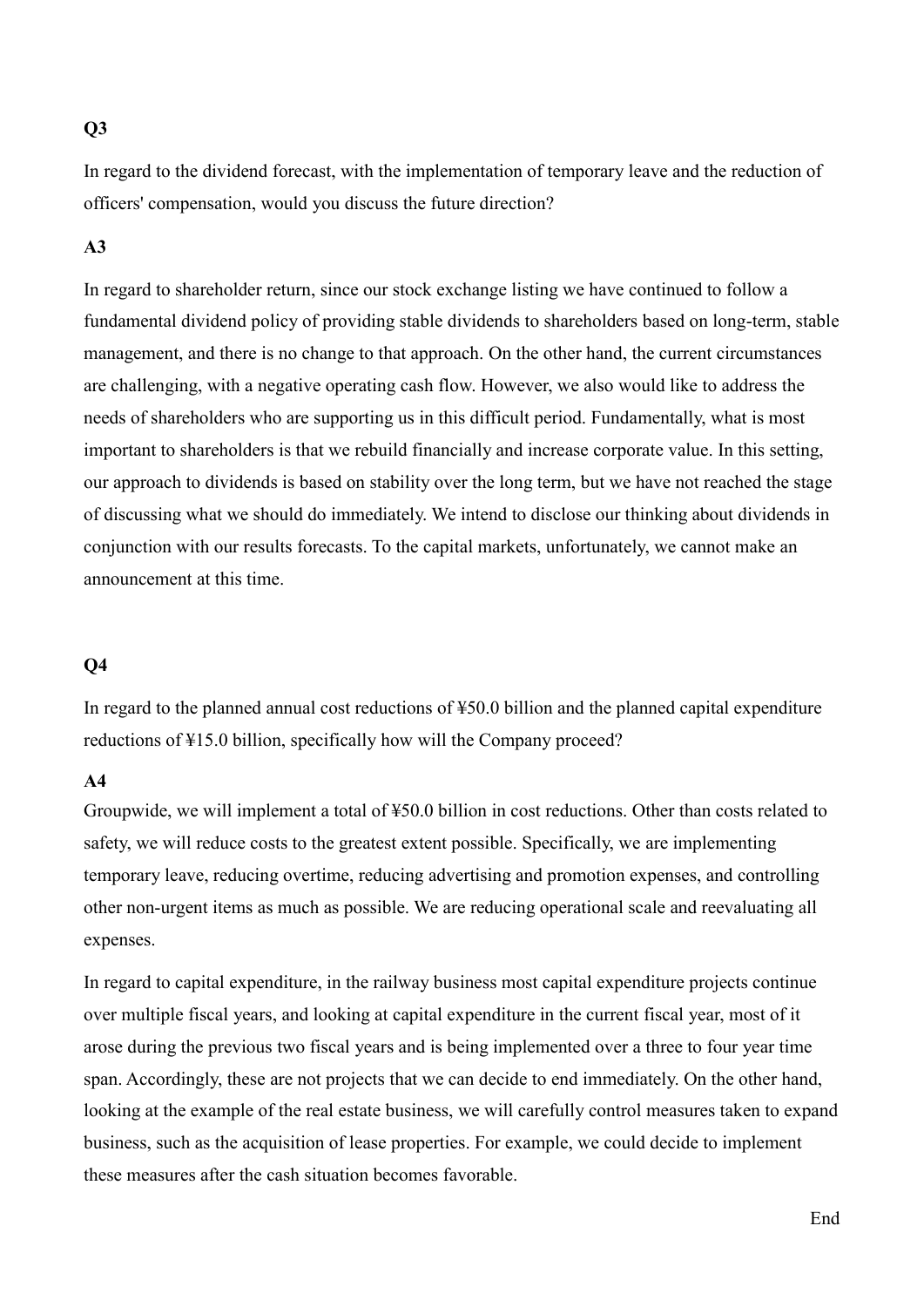**Q3**

In regard to the dividend forecast, with the implementation of temporary leave and the reduction of officers' compensation, would you discuss the future direction?

**A3**

In regard to shareholder return, since our stock exchange listing we have continued to follow a fundamental dividend policy of providing stable dividends to shareholders based on long-term, stable management, and there is no change to that approach. On the other hand, the current circumstances are challenging, with a negative operating cash flow. However, we also would like to address the needs of shareholders who are supporting us in this difficult period. Fundamentally, what is most important to shareholders is that we rebuild financially and increase corporate value. In this setting, our approach to dividends is based on stability over the long term, but we have not reached the stage of discussing what we should do immediately. We intend to disclose our thinking about dividends in conjunction with our results forecasts. To the capital markets, unfortunately, we cannot make an announcement at this time.

**Q4**

In regard to the planned annual cost reductions of ¥50.0 billion and the planned capital expenditure reductions of ¥15.0 billion, specifically how will the Company proceed?

**A4**

Groupwide, we will implement a total of ¥50.0 billion in cost reductions. Other than costs related to safety, we will reduce costs to the greatest extent possible. Specifically, we are implementing temporary leave, reducing overtime, reducing advertising and promotion expenses, and controlling other non-urgent items as much as possible. We are reducing operational scale and reevaluating all expenses.

In regard to capital expenditure, in the railway business most capital expenditure projects continue over multiple fiscal years, and looking at capital expenditure in the current fiscal year, most of it arose during the previous two fiscal years and is being implemented over a three to four year time span. Accordingly, these are not projects that we can decide to end immediately. On the other hand, looking at the example of the real estate business, we will carefully control measures taken to expand business, such as the acquisition of lease properties. For example, we could decide to implement these measures after the cash situation becomes favorable.

End